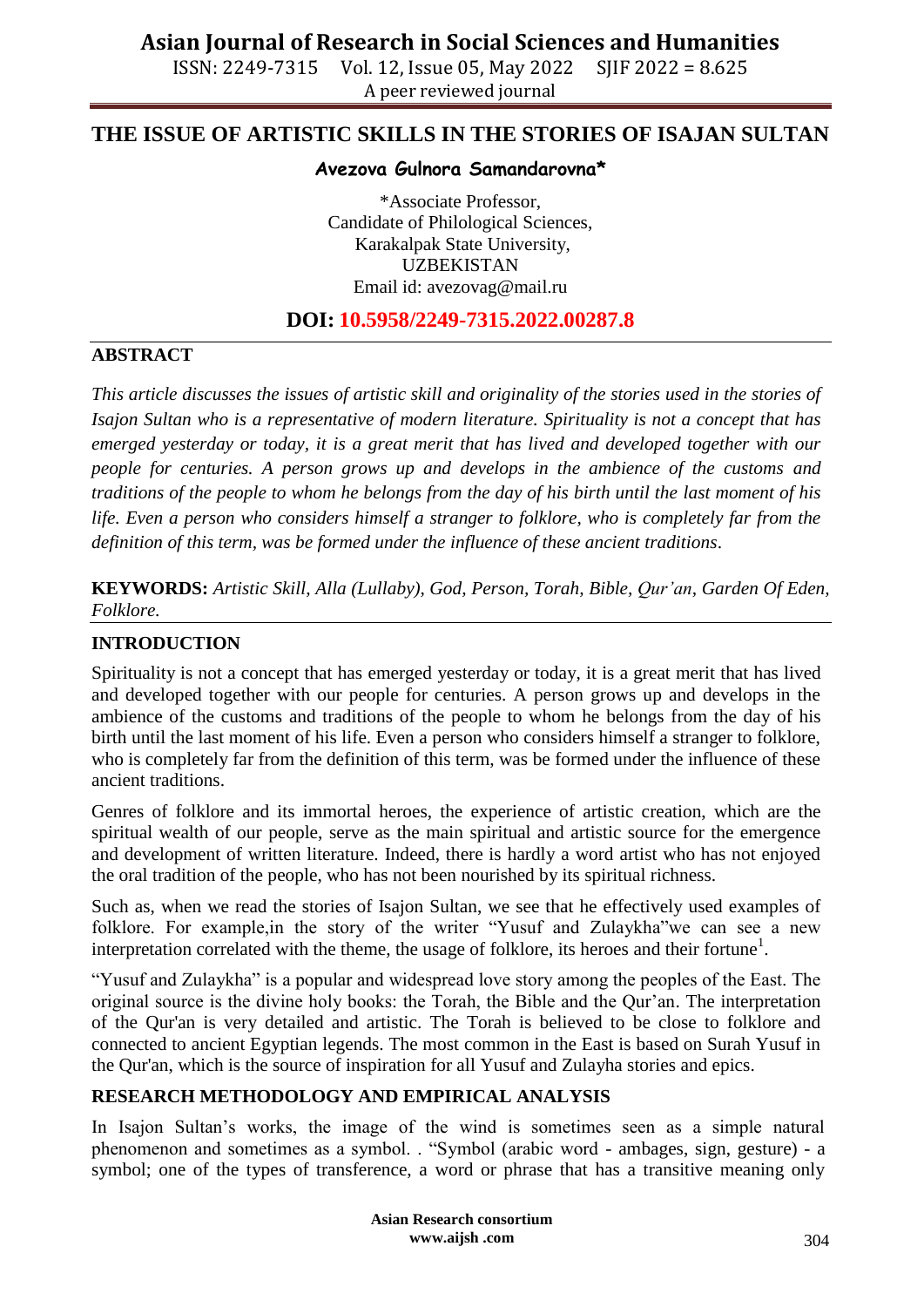# THE ISSUE OF ARTISTIC SKILLS IN THE STORIES OF ISAJAN SULTAN

**Avezova Gulnora Samandarovna***

*Associate Professor,
Candidate of Philological Sciences,
Karakalpak State University,
UZBEKISTAN
Email id: avezovag@mail.ru

**DOI: 10.5958/2249-7315.2022.00287.8**

## ABSTRACT

*This article discusses the issues of artistic skill and originality of the stories used in the stories of Isajon Sultan who is a representative of modern literature. Spirituality is not a concept that has emerged yesterday or today, it is a great merit that has lived and developed together with our people for centuries. A person grows up and develops in the ambience of the customs and traditions of the people to whom he belongs from the day of his birth until the last moment of his life. Even a person who considers himself a stranger to folklore, who is completely far from the definition of this term, was be formed under the influence of these ancient traditions.*

**KEYWORDS:** *Artistic Skill, Alla (Lullaby), God, Person, Torah, Bible, Qur'an, Garden Of Eden, Folklore.*

## INTRODUCTION

Spirituality is not a concept that has emerged yesterday or today, it is a great merit that has lived and developed together with our people for centuries. A person grows up and develops in the ambience of the customs and traditions of the people to whom he belongs from the day of his birth until the last moment of his life. Even a person who considers himself a stranger to folklore, who is completely far from the definition of this term, was be formed under the influence of these ancient traditions.

Genres of folklore and its immortal heroes, the experience of artistic creation, which are the spiritual wealth of our people, serve as the main spiritual and artistic source for the emergence and development of written literature. Indeed, there is hardly a word artist who has not enjoyed the oral tradition of the people, who has not been nourished by its spiritual richness.

Such as, when we read the stories of Isajon Sultan, we see that he effectively used examples of folklore. For example,in the story of the writer "Yusuf and Zulaykha"we can see a new interpretation correlated with the theme, the usage of folklore, its heroes and their fortune[1].

"Yusuf and Zulaykha" is a popular and widespread love story among the peoples of the East. The original source is the divine holy books: the Torah, the Bible and the Qur'an. The interpretation of the Qur'an is very detailed and artistic. The Torah is believed to be close to folklore and connected to ancient Egyptian legends. The most common in the East is based on Surah Yusuf in the Qur'an, which is the source of inspiration for all Yusuf and Zulayha stories and epics.

## RESEARCH METHODOLOGY AND EMPIRICAL ANALYSIS

In Isajon Sultan's works, the image of the wind is sometimes seen as a simple natural phenomenon and sometimes as a symbol. . "Symbol (arabic word - ambages, sign, gesture) - a symbol; one of the types of transference, a word or phrase that has a transitive meaning only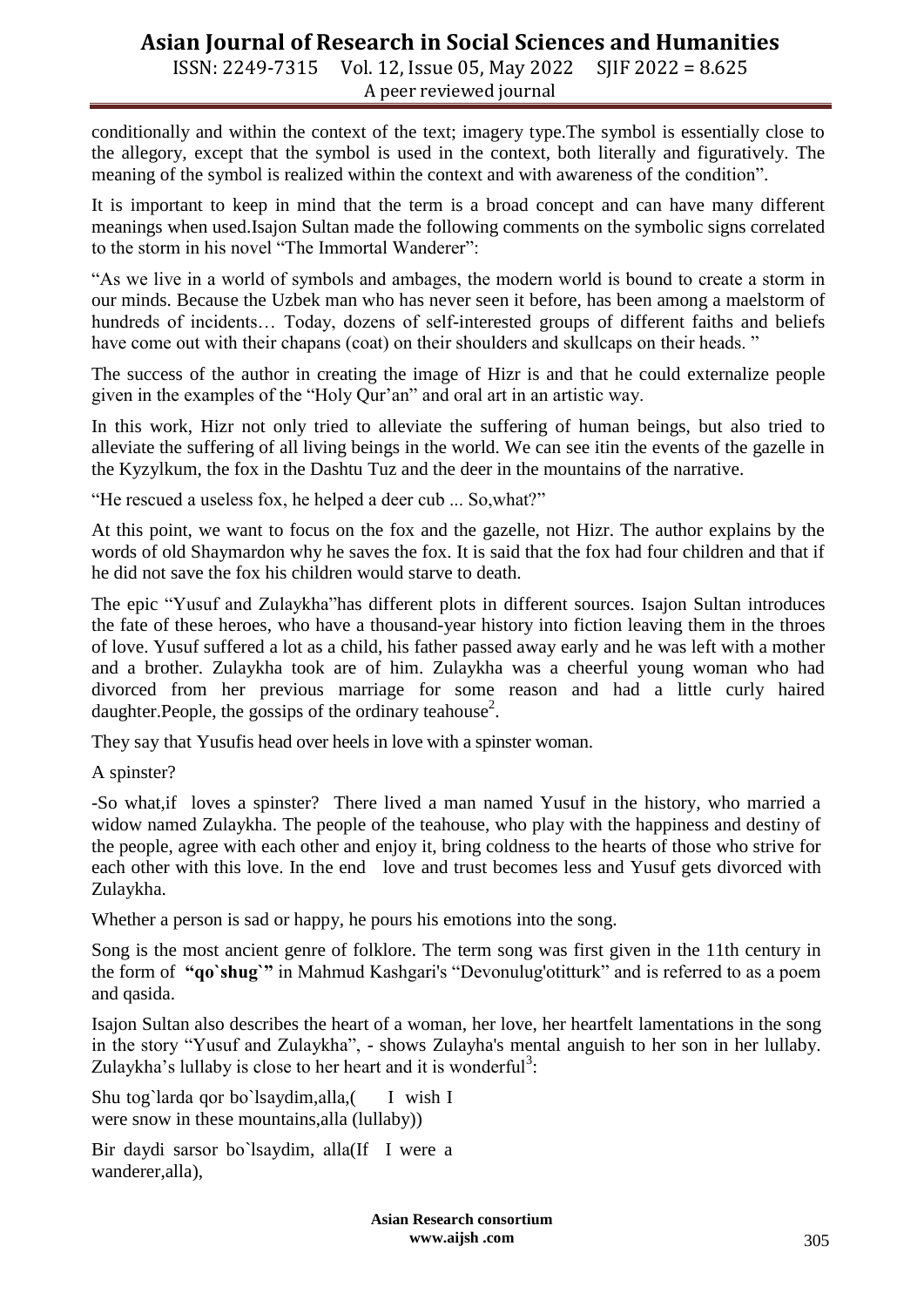conditionally and within the context of the text; imagery type.The symbol is essentially close to the allegory, except that the symbol is used in the context, both literally and figuratively. The meaning of the symbol is realized within the context and with awareness of the condition".

It is important to keep in mind that the term is a broad concept and can have many different meanings when used.Isajon Sultan made the following comments on the symbolic signs correlated to the storm in his novel "The Immortal Wanderer":

"As we live in a world of symbols and ambages, the modern world is bound to create a storm in our minds. Because the Uzbek man who has never seen it before, has been among a maelstorm of hundreds of incidents… Today, dozens of self-interested groups of different faiths and beliefs have come out with their chapans (coat) on their shoulders and skullcaps on their heads. "

The success of the author in creating the image of Hizr is and that he could externalize people given in the examples of the "Holy Qur'an" and oral art in an artistic way.

In this work, Hizr not only tried to alleviate the suffering of human beings, but also tried to alleviate the suffering of all living beings in the world. We can see itin the events of the gazelle in the Kyzylkum, the fox in the Dashtu Tuz and the deer in the mountains of the narrative.

"He rescued a useless fox, he helped a deer cub ... So,what?"

At this point, we want to focus on the fox and the gazelle, not Hizr. The author explains by the words of old Shaymardon why he saves the fox. It is said that the fox had four children and that if he did not save the fox his children would starve to death.

The epic "Yusuf and Zulaykha"has different plots in different sources. Isajon Sultan introduces the fate of these heroes, who have a thousand-year history into fiction leaving them in the throes of love. Yusuf suffered a lot as a child, his father passed away early and he was left with a mother and a brother. Zulaykha took are of him. Zulaykha was a cheerful young woman who had divorced from her previous marriage for some reason and had a little curly haired daughter.People, the gossips of the ordinary teahouse[2].

They say that Yusufis head over heels in love with a spinster woman.

A spinster?

-So what,if loves a spinster? There lived a man named Yusuf in the history, who married a widow named Zulaykha. The people of the teahouse, who play with the happiness and destiny of the people, agree with each other and enjoy it, bring coldness to the hearts of those who strive for each other with this love. In the end love and trust becomes less and Yusuf gets divorced with Zulaykha.

Whether a person is sad or happy, he pours his emotions into the song.

Song is the most ancient genre of folklore. The term song was first given in the 11th century in the form of **"qo`shug`"** in Mahmud Kashgari's "Devonulug'otitturk" and is referred to as a poem and qasida.

Isajon Sultan also describes the heart of a woman, her love, her heartfelt lamentations in the song in the story "Yusuf and Zulaykha", - shows Zulayha's mental anguish to her son in her lullaby. Zulaykha's lullaby is close to her heart and it is wonderful[3]:

Shu tog`larda qor bo`lsaydim,alla,( I wish I were snow in these mountains,alla (lullaby))

Bir daydi sarsor bo`lsaydim, alla(If I were a wanderer,alla),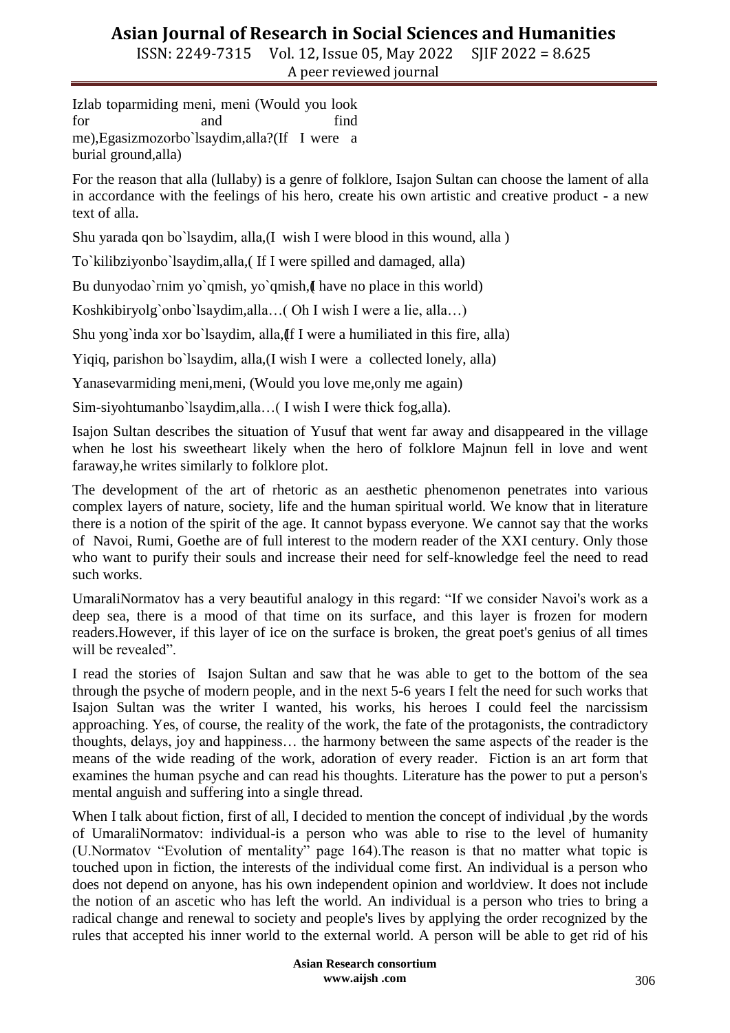Izlab toparmiding meni, meni (Would you look for and find me),Egasizmozorbo`lsaydim,alla?(If I were a burial ground,alla)

For the reason that alla (lullaby) is a genre of folklore, Isajon Sultan can choose the lament of alla in accordance with the feelings of his hero, create his own artistic and creative product - a new text of alla.

Shu yarada qon bo`lsaydim, alla,(I wish I were blood in this wound, alla )

To`kilibziyonbo`lsaydim,alla,( If I were spilled and damaged, alla)

Bu dunyodao`rnim yo`qmish, yo`qmish,( I have no place in this world)

Koshkibiryolg`onbo`lsaydim,alla…( Oh I wish I were a lie, alla…)

Shu yong`inda xor bo`lsaydim, alla,(If I were a humiliated in this fire, alla)

Yiqiq, parishon bo`lsaydim, alla,(I wish I were a collected lonely, alla)

Yanasevarmiding meni,meni, (Would you love me,only me again)

Sim-siyohtumanbo`lsaydim,alla…( I wish I were thick fog,alla).

Isajon Sultan describes the situation of Yusuf that went far away and disappeared in the village when he lost his sweetheart likely when the hero of folklore Majnun fell in love and went faraway,he writes similarly to folklore plot.

The development of the art of rhetoric as an aesthetic phenomenon penetrates into various complex layers of nature, society, life and the human spiritual world. We know that in literature there is a notion of the spirit of the age. It cannot bypass everyone. We cannot say that the works of Navoi, Rumi, Goethe are of full interest to the modern reader of the XXI century. Only those who want to purify their souls and increase their need for self-knowledge feel the need to read such works.

UmaraliNormatov has a very beautiful analogy in this regard: "If we consider Navoi's work as a deep sea, there is a mood of that time on its surface, and this layer is frozen for modern readers.However, if this layer of ice on the surface is broken, the great poet's genius of all times will be revealed".

I read the stories of Isajon Sultan and saw that he was able to get to the bottom of the sea through the psyche of modern people, and in the next 5-6 years I felt the need for such works that Isajon Sultan was the writer I wanted, his works, his heroes I could feel the narcissism approaching. Yes, of course, the reality of the work, the fate of the protagonists, the contradictory thoughts, delays, joy and happiness… the harmony between the same aspects of the reader is the means of the wide reading of the work, adoration of every reader. Fiction is an art form that examines the human psyche and can read his thoughts. Literature has the power to put a person's mental anguish and suffering into a single thread.

When I talk about fiction, first of all, I decided to mention the concept of individual ,by the words of UmaraliNormatov: individual-is a person who was able to rise to the level of humanity (U.Normatov "Evolution of mentality" page 164).The reason is that no matter what topic is touched upon in fiction, the interests of the individual come first. An individual is a person who does not depend on anyone, has his own independent opinion and worldview. It does not include the notion of an ascetic who has left the world. An individual is a person who tries to bring a radical change and renewal to society and people's lives by applying the order recognized by the rules that accepted his inner world to the external world. A person will be able to get rid of his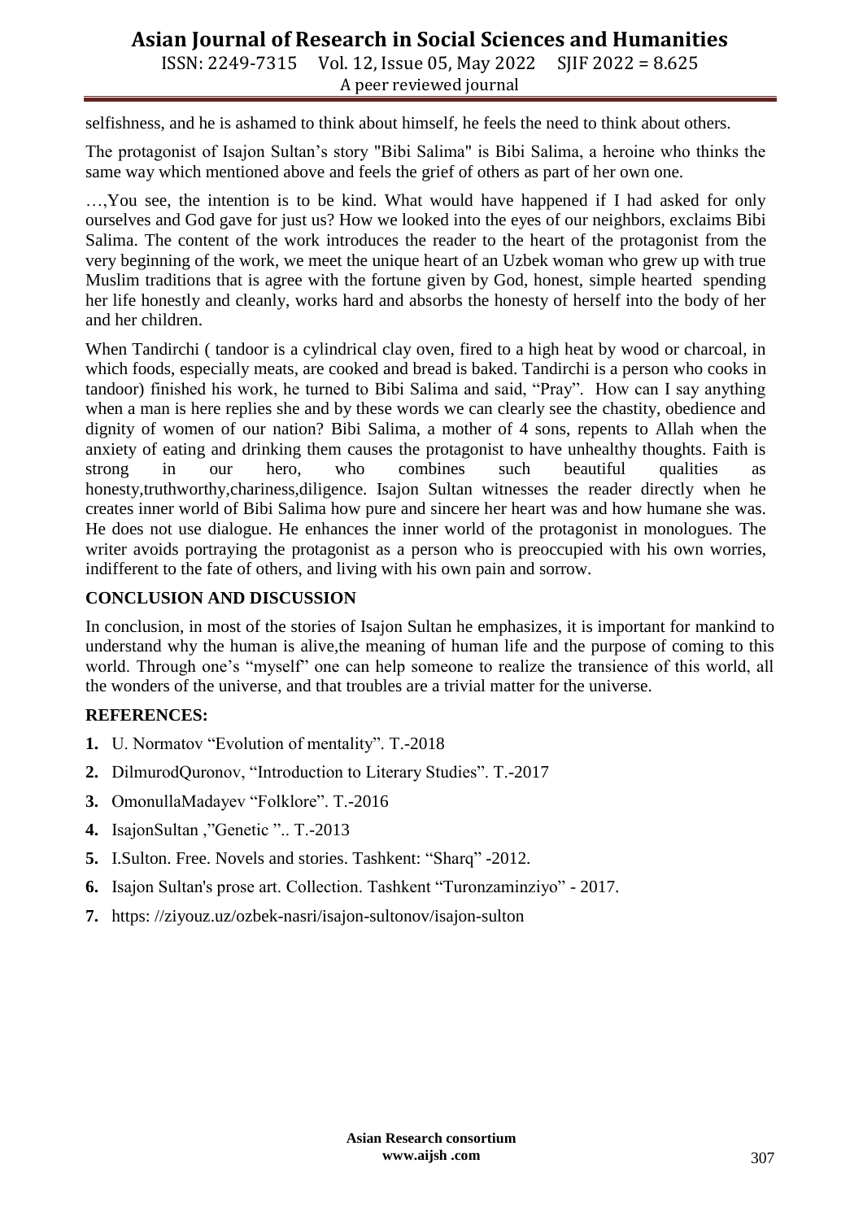selfishness, and he is ashamed to think about himself, he feels the need to think about others.

The protagonist of Isajon Sultan's story "Bibi Salima" is Bibi Salima, a heroine who thinks the same way which mentioned above and feels the grief of others as part of her own one.

…,You see, the intention is to be kind. What would have happened if I had asked for only ourselves and God gave for just us? How we looked into the eyes of our neighbors, exclaims Bibi Salima. The content of the work introduces the reader to the heart of the protagonist from the very beginning of the work, we meet the unique heart of an Uzbek woman who grew up with true Muslim traditions that is agree with the fortune given by God, honest, simple hearted spending her life honestly and cleanly, works hard and absorbs the honesty of herself into the body of her and her children.

When Tandirchi ( tandoor is a cylindrical clay oven, fired to a high heat by wood or charcoal, in which foods, especially meats, are cooked and bread is baked. Tandirchi is a person who cooks in tandoor) finished his work, he turned to Bibi Salima and said, "Pray". How can I say anything when a man is here replies she and by these words we can clearly see the chastity, obedience and dignity of women of our nation? Bibi Salima, a mother of 4 sons, repents to Allah when the anxiety of eating and drinking them causes the protagonist to have unhealthy thoughts. Faith is strong in our hero, who combines such beautiful qualities as honesty,truthworthy,chariness,diligence. Isajon Sultan witnesses the reader directly when he creates inner world of Bibi Salima how pure and sincere her heart was and how humane she was. He does not use dialogue. He enhances the inner world of the protagonist in monologues. The writer avoids portraying the protagonist as a person who is preoccupied with his own worries, indifferent to the fate of others, and living with his own pain and sorrow.

## CONCLUSION AND DISCUSSION

In conclusion, in most of the stories of Isajon Sultan he emphasizes, it is important for mankind to understand why the human is alive,the meaning of human life and the purpose of coming to this world. Through one's "myself" one can help someone to realize the transience of this world, all the wonders of the universe, and that troubles are a trivial matter for the universe.

## REFERENCES:

1. U. Normatov "Evolution of mentality". T.-2018
2. DilmurodQuronov, "Introduction to Literary Studies". T.-2017
3. OmonullaMadayev "Folklore". T.-2016
4. IsajonSultan ,"Genetic ".. T.-2013
5. I.Sulton. Free. Novels and stories. Tashkent: "Sharq" -2012.
6. Isajon Sultan's prose art. Collection. Tashkent "Turonzaminziyo" - 2017.
7. https: //ziyouz.uz/ozbek-nasri/isajon-sultonov/isajon-sulton